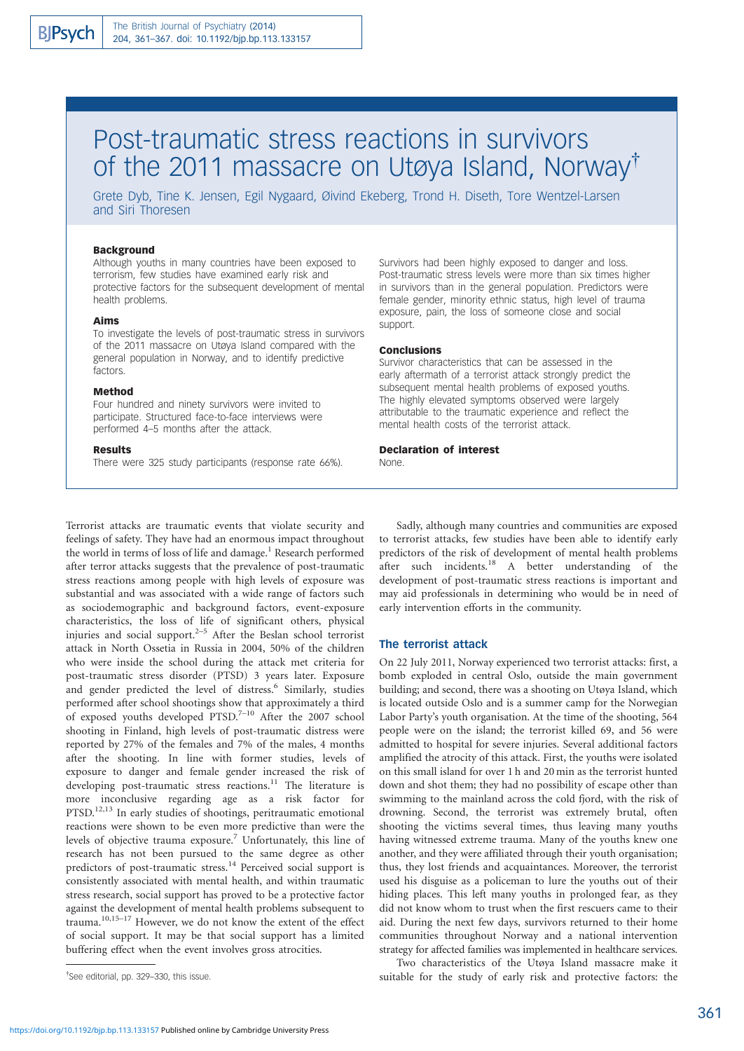# Post-traumatic stress reactions in survivors of the 2011 massacre on Utøya Island, Norway†

Grete Dyb, Tine K. Jensen, Egil Nygaard, Øivind Ekeberg, Trond H. Diseth, Tore Wentzel-Larsen and Siri Thoresen

### Background

Although youths in many countries have been exposed to terrorism, few studies have examined early risk and protective factors for the subsequent development of mental health problems.

### Aims

To investigate the levels of post-traumatic stress in survivors of the 2011 massacre on Utøya Island compared with the general population in Norway, and to identify predictive factors.

### Method

Four hundred and ninety survivors were invited to participate. Structured face-to-face interviews were performed 4–5 months after the attack.

### Results

There were 325 study participants (response rate 66%). Survivors had been highly exposed to danger and loss. Post-traumatic stress levels were more than six times higher in survivors than in the general population. Predictors were female gender, minority ethnic status, high level of trauma exposure, pain, the loss of someone close and social support.

### Conclusions

Survivor characteristics that can be assessed in the early aftermath of a terrorist attack strongly predict the subsequent mental health problems of exposed youths. The highly elevated symptoms observed were largely attributable to the traumatic experience and reflect the mental health costs of the terrorist attack.

### Declaration of interest

None.

Terrorist attacks are traumatic events that violate security and feelings of safety. They have had an enormous impact throughout the world in terms of loss of life and damage.[1] Research performed after terror attacks suggests that the prevalence of post-traumatic stress reactions among people with high levels of exposure was substantial and was associated with a wide range of factors such as sociodemographic and background factors, event-exposure characteristics, the loss of life of significant others, physical injuries and social support.[2–5] After the Beslan school terrorist attack in North Ossetia in Russia in 2004, 50% of the children who were inside the school during the attack met criteria for post-traumatic stress disorder (PTSD) 3 years later. Exposure and gender predicted the level of distress.[6] Similarly, studies performed after school shootings show that approximately a third of exposed youths developed PTSD.[7–10] After the 2007 school shooting in Finland, high levels of post-traumatic distress were reported by 27% of the females and 7% of the males, 4 months after the shooting. In line with former studies, levels of exposure to danger and female gender increased the risk of developing post-traumatic stress reactions.[11] The literature is more inconclusive regarding age as a risk factor for PTSD.[12,13] In early studies of shootings, peritraumatic emotional reactions were shown to be even more predictive than were the levels of objective trauma exposure.[7] Unfortunately, this line of research has not been pursued to the same degree as other predictors of post-traumatic stress.[14] Perceived social support is consistently associated with mental health, and within traumatic stress research, social support has proved to be a protective factor against the development of mental health problems subsequent to trauma.[10,15–17] However, we do not know the extent of the effect of social support. It may be that social support has a limited buffering effect when the event involves gross atrocities.

Sadly, although many countries and communities are exposed to terrorist attacks, few studies have been able to identify early predictors of the risk of development of mental health problems after such incidents.[18] A better understanding of the development of post-traumatic stress reactions is important and may aid professionals in determining who would be in need of early intervention efforts in the community.

## The terrorist attack

On 22 July 2011, Norway experienced two terrorist attacks: first, a bomb exploded in central Oslo, outside the main government building; and second, there was a shooting on Utøya Island, which is located outside Oslo and is a summer camp for the Norwegian Labor Party's youth organisation. At the time of the shooting, 564 people were on the island; the terrorist killed 69, and 56 were admitted to hospital for severe injuries. Several additional factors amplified the atrocity of this attack. First, the youths were isolated on this small island for over 1 h and 20 min as the terrorist hunted down and shot them; they had no possibility of escape other than swimming to the mainland across the cold fjord, with the risk of drowning. Second, the terrorist was extremely brutal, often shooting the victims several times, thus leaving many youths having witnessed extreme trauma. Many of the youths knew one another, and they were affiliated through their youth organisation; thus, they lost friends and acquaintances. Moreover, the terrorist used his disguise as a policeman to lure the youths out of their hiding places. This left many youths in prolonged fear, as they did not know whom to trust when the first rescuers came to their aid. During the next few days, survivors returned to their home communities throughout Norway and a national intervention strategy for affected families was implemented in healthcare services.

Two characteristics of the Utøya Island massacre make it suitable for the study of early risk and protective factors: the

†See editorial, pp. 329–330, this issue.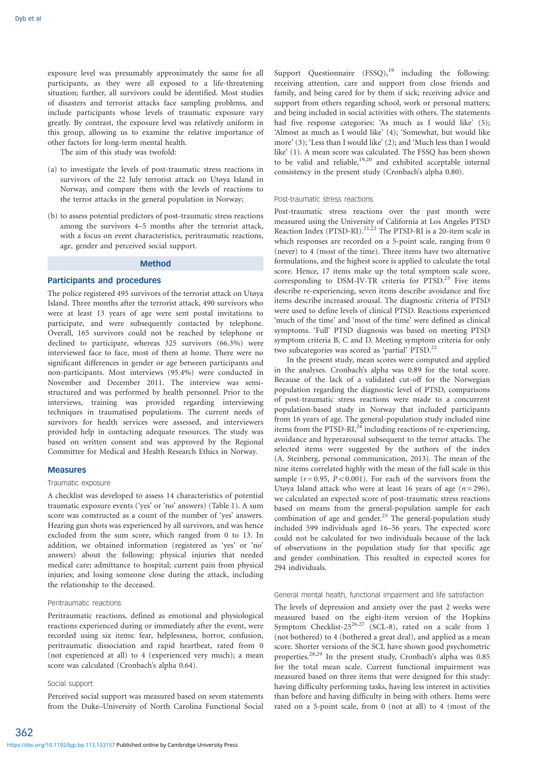exposure level was presumably approximately the same for all participants, as they were all exposed to a life-threatening situation; further, all survivors could be identified. Most studies of disasters and terrorist attacks face sampling problems, and include participants whose levels of traumatic exposure vary greatly. By contrast, the exposure level was relatively uniform in this group, allowing us to examine the relative importance of other factors for long-term mental health.

The aim of this study was twofold:

(a) to investigate the levels of post-traumatic stress reactions in survivors of the 22 July terrorist attack on Utøya Island in Norway, and compare them with the levels of reactions to the terror attacks in the general population in Norway;

(b) to assess potential predictors of post-traumatic stress reactions among the survivors 4–5 months after the terrorist attack, with a focus on event characteristics, peritraumatic reactions, age, gender and perceived social support.

## Method

### Participants and procedures

The police registered 495 survivors of the terrorist attack on Utøya Island. Three months after the terrorist attack, 490 survivors who were at least 13 years of age were sent postal invitations to participate, and were subsequently contacted by telephone. Overall, 165 survivors could not be reached by telephone or declined to participate, whereas 325 survivors (66.3%) were interviewed face to face, most of them at home. There were no significant differences in gender or age between participants and non-participants. Most interviews (95.4%) were conducted in November and December 2011. The interview was semi-structured and was performed by health personnel. Prior to the interviews, training was provided regarding interviewing techniques in traumatised populations. The current needs of survivors for health services were assessed, and interviewers provided help in contacting adequate resources. The study was based on written consent and was approved by the Regional Committee for Medical and Health Research Ethics in Norway.

### Measures

#### Traumatic exposure

A checklist was developed to assess 14 characteristics of potential traumatic exposure events ('yes' or 'no' answers) (Table 1). A sum score was constructed as a count of the number of 'yes' answers. Hearing gun shots was experienced by all survivors, and was hence excluded from the sum score, which ranged from 0 to 13. In addition, we obtained information (registered as 'yes' or 'no' answers) about the following: physical injuries that needed medical care; admittance to hospital; current pain from physical injuries; and losing someone close during the attack, including the relationship to the deceased.

#### Peritraumatic reactions

Peritraumatic reactions, defined as emotional and physiological reactions experienced during or immediately after the event, were recorded using six items: fear, helplessness, horror, confusion, peritraumatic dissociation and rapid heartbeat, rated from 0 (not experienced at all) to 4 (experienced very much); a mean score was calculated (Cronbach's alpha 0.64).

#### Social support

Perceived social support was measured based on seven statements from the Duke–University of North Carolina Functional Social Support Questionnaire (FSSQ),[19] including the following: receiving attention, care and support from close friends and family, and being cared for by them if sick; receiving advice and support from others regarding school, work or personal matters; and being included in social activities with others. The statements had five response categories: 'As much as I would like' (5); 'Almost as much as I would like' (4); 'Somewhat, but would like more' (3); 'Less than I would like' (2); and 'Much less than I would like' (1). A mean score was calculated. The FSSQ has been shown to be valid and reliable,[19,20] and exhibited acceptable internal consistency in the present study (Cronbach's alpha 0.80).

#### Post-traumatic stress reactions

Post-traumatic stress reactions over the past month were measured using the University of California at Los Angeles PTSD Reaction Index (PTSD-RI).[21,22] The PTSD-RI is a 20-item scale in which responses are recorded on a 5-point scale, ranging from 0 (never) to 4 (most of the time). Three items have two alternative formulations, and the highest score is applied to calculate the total score. Hence, 17 items make up the total symptom scale score, corresponding to DSM-IV-TR criteria for PTSD.[23] Five items describe re-experiencing, seven items describe avoidance and five items describe increased arousal. The diagnostic criteria of PTSD were used to define levels of clinical PTSD. Reactions experienced 'much of the time' and 'most of the time' were defined as clinical symptoms. 'Full' PTSD diagnosis was based on meeting PTSD symptom criteria B, C and D. Meeting symptom criteria for only two subcategories was scored as 'partial' PTSD.[22]

In the present study, mean scores were computed and applied in the analyses. Cronbach's alpha was 0.89 for the total score. Because of the lack of a validated cut-off for the Norwegian population regarding the diagnostic level of PTSD, comparisons of post-traumatic stress reactions were made to a concurrent population-based study in Norway that included participants from 16 years of age. The general-population study included nine items from the PTSD-RI,[24] including reactions of re-experiencing, avoidance and hyperarousal subsequent to the terror attacks. The selected items were suggested by the authors of the index (A. Steinberg, personal communication, 2013). The mean of the nine items correlated highly with the mean of the full scale in this sample ($r = 0.95$, $P < 0.001$). For each of the survivors from the Utøya Island attack who were at least 16 years of age ($n = 296$), we calculated an expected score of post-traumatic stress reactions based on means from the general-population sample for each combination of age and gender.[25] The general-population study included 599 individuals aged 16–56 years. The expected score could not be calculated for two individuals because of the lack of observations in the population study for that specific age and gender combination. This resulted in expected scores for 294 individuals.

#### General mental health, functional impairment and life satisfaction

The levels of depression and anxiety over the past 2 weeks were measured based on the eight-item version of the Hopkins Symptom Checklist-25[26,27] (SCL-8), rated on a scale from 1 (not bothered) to 4 (bothered a great deal), and applied as a mean score. Shorter versions of the SCL have shown good psychometric properties.[28,29] In the present study, Cronbach's alpha was 0.85 for the total mean scale. Current functional impairment was measured based on three items that were designed for this study: having difficulty performing tasks, having less interest in activities than before and having difficulty in being with others. Items were rated on a 5-point scale, from 0 (not at all) to 4 (most of the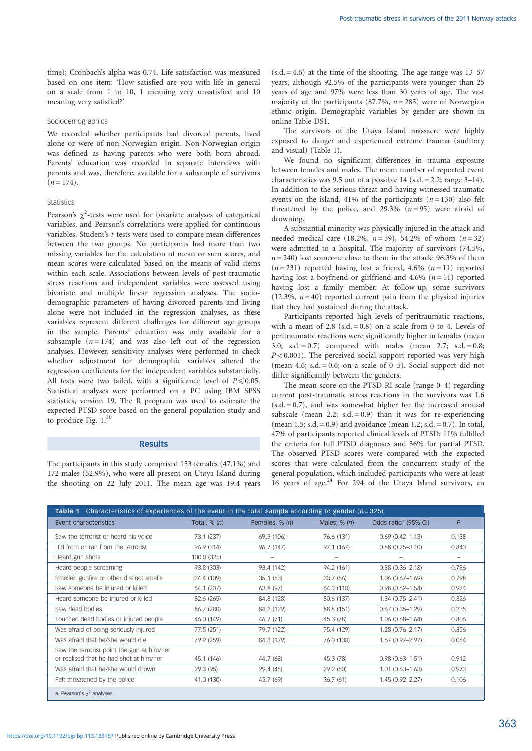time); Cronbach's alpha was 0.74. Life satisfaction was measured based on one item: 'How satisfied are you with life in general on a scale from 1 to 10, 1 meaning very unsatisfied and 10 meaning very satisfied?'

### Sociodemographics

We recorded whether participants had divorced parents, lived alone or were of non-Norwegian origin. Non-Norwegian origin was defined as having parents who were both born abroad. Parents' education was recorded in separate interviews with parents and was, therefore, available for a subsample of survivors ($n = 174$).

### Statistics

Pearson's $\chi^2$-tests were used for bivariate analyses of categorical variables, and Pearson's correlations were applied for continuous variables. Student's $t$-tests were used to compare mean differences between the two groups. No participants had more than two missing variables for the calculation of mean or sum scores, and mean scores were calculated based on the means of valid items within each scale. Associations between levels of post-traumatic stress reactions and independent variables were assessed using bivariate and multiple linear regression analyses. The sociodemographic parameters of having divorced parents and living alone were not included in the regression analyses, as these variables represent different challenges for different age groups in the sample. Parents' education was only available for a subsample ($n = 174$) and was also left out of the regression analyses. However, sensitivity analyses were performed to check whether adjustment for demographic variables altered the regression coefficients for the independent variables substantially. All tests were two tailed, with a significance level of $P \leqslant 0.05$. Statistical analyses were performed on a PC using IBM SPSS statistics, version 19. The R program was used to estimate the expected PTSD score based on the general-population study and to produce Fig. 1.[30]

## Results

The participants in this study comprised 153 females (47.1%) and 172 males (52.9%), who were all present on Utøya Island during the shooting on 22 July 2011. The mean age was 19.4 years (s.d. = 4.6) at the time of the shooting. The age range was 13–57 years, although 92.5% of the participants were younger than 25 years of age and 97% were less than 30 years of age. The vast majority of the participants (87.7%, $n = 285$) were of Norwegian ethnic origin. Demographic variables by gender are shown in online Table DS1.

The survivors of the Utøya Island massacre were highly exposed to danger and experienced extreme trauma (auditory and visual) (Table 1).

We found no significant differences in trauma exposure between females and males. The mean number of reported event characteristics was 9.5 out of a possible 14 (s.d. = 2.2; range 3–14). In addition to the serious threat and having witnessed traumatic events on the island, 41% of the participants ($n = 130$) also felt threatened by the police, and 29.3% ($n = 95$) were afraid of drowning.

A substantial minority was physically injured in the attack and needed medical care (18.2%, $n = 59$), 54.2% of whom ($n = 32$) were admitted to a hospital. The majority of survivors (74.5%, $n = 240$) lost someone close to them in the attack: 96.3% of them ($n = 231$) reported having lost a friend, 4.6% ($n = 11$) reported having lost a boyfriend or girlfriend and 4.6% ($n = 11$) reported having lost a family member. At follow-up, some survivors (12.3%, $n = 40$) reported current pain from the physical injuries that they had sustained during the attack.

Participants reported high levels of peritraumatic reactions, with a mean of 2.8 (s.d. = 0.8) on a scale from 0 to 4. Levels of peritraumatic reactions were significantly higher in females (mean 3.0; s.d. = 0.7) compared with males (mean 2.7; s.d. = 0.8; $P < 0.001$). The perceived social support reported was very high (mean 4.6; s.d. = 0.6; on a scale of 0–5). Social support did not differ significantly between the genders.

The mean score on the PTSD-RI scale (range 0–4) regarding current post-traumatic stress reactions in the survivors was 1.6 (s.d. = 0.7), and was somewhat higher for the increased arousal subscale (mean 2.2; s.d. = 0.9) than it was for re-experiencing (mean 1.5; s.d. = 0.9) and avoidance (mean 1.2; s.d. = 0.7). In total, 47% of participants reported clinical levels of PTSD; 11% fulfilled the criteria for full PTSD diagnoses and 36% for partial PTSD. The observed PTSD scores were compared with the expected scores that were calculated from the concurrent study of the general population, which included participants who were at least 16 years of age.[24] For 294 of the Utøya Island survivors, an

**Table 1** Characteristics of experiences of the event in the total sample according to gender ($n = 325$)

| Event characteristics | Total, % ($n$) | Females, % ($n$) | Males, % ($n$) | Odds ratio[a] (95% CI) | $P$ |
|---|---|---|---|---|---|
| Saw the terrorist or heard his voice | 73.1 (237) | 69.3 (106) | 76.6 (131) | 0.69 (0.42–1.13) | 0.138 |
| Hid from or ran from the terrorist | 96.9 (314) | 96.7 (147) | 97.1 (167) | 0.88 (0.25–3.10) | 0.843 |
| Heard gun shots | 100.0 (325) | – | – | – | – |
| Heard people screaming | 93.8 (303) | 93.4 (142) | 94.2 (161) | 0.88 (0.36–2.18) | 0.786 |
| Smelled gunfire or other distinct smells | 34.4 (109) | 35.1 (53) | 33.7 (56) | 1.06 (0.67–1.69) | 0.798 |
| Saw someone be injured or killed | 64.1 (207) | 63.8 (97) | 64.3 (110) | 0.98 (0.62–1.54) | 0.924 |
| Heard someone be injured or killed | 82.6 (265) | 84.8 (128) | 80.6 (137) | 1.34 (0.75–2.41) | 0.326 |
| Saw dead bodies | 86.7 (280) | 84.3 (129) | 88.8 (151) | 0.67 (0.35–1.29) | 0.235 |
| Touched dead bodies or injured people | 46.0 (149) | 46.7 (71) | 45.3 (78) | 1.06 (0.68–1.64) | 0.806 |
| Was afraid of being seriously injured | 77.5 (251) | 79.7 (122) | 75.4 (129) | 1.28 (0.76–2.17) | 0.356 |
| Was afraid that he/she would die | 79.9 (259) | 84.3 (129) | 76.0 (130) | 1.67 (0.97–2.97) | 0.064 |
| Saw the terrorist point the gun at him/her or realised that he had shot at him/her | 45.1 (146) | 44.7 (68) | 45.3 (78) | 0.98 (0.63–1.51) | 0.912 |
| Was afraid that he/she would drown | 29.3 (95) | 29.4 (45) | 29.2 (50) | 1.01 (0.63–1.63) | 0.973 |
| Felt threatened by the police | 41.0 (130) | 45.7 (69) | 36.7 (61) | 1.45 (0.92–2.27) | 0.106 |

a. Pearson's $\chi^2$ analyses.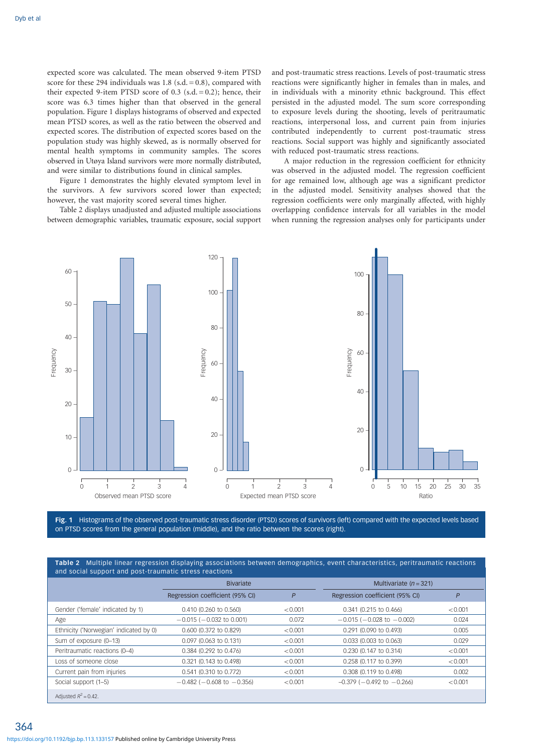expected score was calculated. The mean observed 9-item PTSD score for these 294 individuals was 1.8 (s.d. = 0.8), compared with their expected 9-item PTSD score of 0.3 (s.d. = 0.2); hence, their score was 6.3 times higher than that observed in the general population. Figure 1 displays histograms of observed and expected mean PTSD scores, as well as the ratio between the observed and expected scores. The distribution of expected scores based on the population study was highly skewed, as is normally observed for mental health symptoms in community samples. The scores observed in Utøya Island survivors were more normally distributed, and were similar to distributions found in clinical samples.

Figure 1 demonstrates the highly elevated symptom level in the survivors. A few survivors scored lower than expected; however, the vast majority scored several times higher.

Table 2 displays unadjusted and adjusted multiple associations between demographic variables, traumatic exposure, social support and post-traumatic stress reactions. Levels of post-traumatic stress reactions were significantly higher in females than in males, and in individuals with a minority ethnic background. This effect persisted in the adjusted model. The sum score corresponding to exposure levels during the shooting, levels of peritraumatic reactions, interpersonal loss, and current pain from injuries contributed independently to current post-traumatic stress reactions. Social support was highly and significantly associated with reduced post-traumatic stress reactions.

A major reduction in the regression coefficient for ethnicity was observed in the adjusted model. The regression coefficient for age remained low, although age was a significant predictor in the adjusted model. Sensitivity analyses showed that the regression coefficients were only marginally affected, with highly overlapping confidence intervals for all variables in the model when running the regression analyses only for participants under

**Fig. 1** Histograms of the observed post-traumatic stress disorder (PTSD) scores of survivors (left) compared with the expected levels based on PTSD scores from the general population (middle), and the ratio between the scores (right).

**Table 2** Multiple linear regression displaying associations between demographics, event characteristics, peritraumatic reactions and social support and post-traumatic stress reactions

| | Bivariate | | Multivariate ($n = 321$) | |
|---|---|---|---|---|
| | Regression coefficient (95% CI) | $P$ | Regression coefficient (95% CI) | $P$ |
| Gender ('female' indicated by 1) | 0.410 (0.260 to 0.560) | <0.001 | 0.341 (0.215 to 0.466) | <0.001 |
| Age | −0.015 (−0.032 to 0.001) | 0.072 | −0.015 (−0.028 to −0.002) | 0.024 |
| Ethnicity ('Norwegian' indicated by 0) | 0.600 (0.372 to 0.829) | <0.001 | 0.291 (0.090 to 0.493) | 0.005 |
| Sum of exposure (0–13) | 0.097 (0.063 to 0.131) | <0.001 | 0.033 (0.003 to 0.063) | 0.029 |
| Peritraumatic reactions (0–4) | 0.384 (0.292 to 0.476) | <0.001 | 0.230 (0.147 to 0.314) | <0.001 |
| Loss of someone close | 0.321 (0.143 to 0.498) | <0.001 | 0.258 (0.117 to 0.399) | <0.001 |
| Current pain from injuries | 0.541 (0.310 to 0.772) | <0.001 | 0.308 (0.119 to 0.498) | 0.002 |
| Social support (1–5) | −0.482 (−0.608 to −0.356) | <0.001 | −0.379 (−0.492 to −0.266) | <0.001 |

Adjusted $R^2 = 0.42$.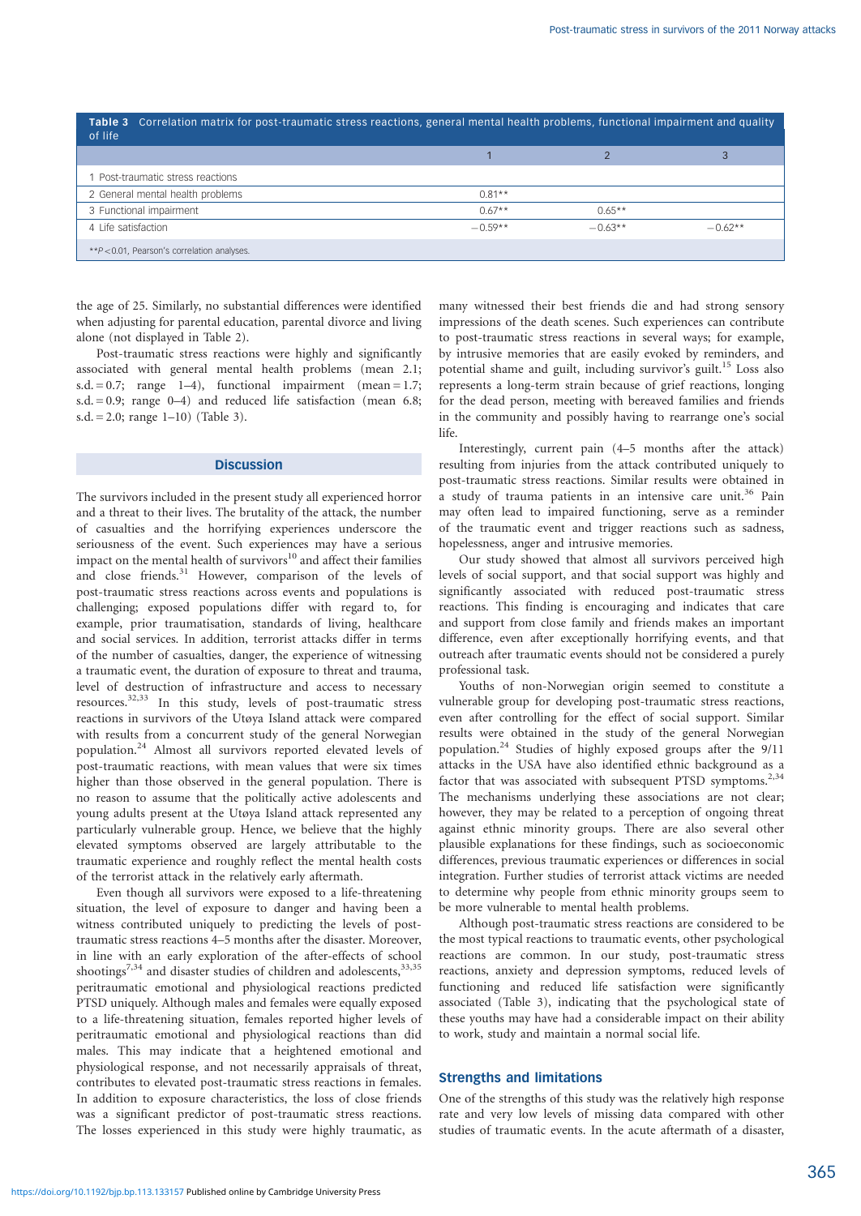**Table 3** Correlation matrix for post-traumatic stress reactions, general mental health problems, functional impairment and quality of life

| | 1 | 2 | 3 |
|---|---|---|---|
| 1 Post-traumatic stress reactions | | | |
| 2 General mental health problems | 0.81** | | |
| 3 Functional impairment | 0.67** | 0.65** | |
| 4 Life satisfaction | −0.59** | −0.63** | −0.62** |

**$P<0.01$, Pearson's correlation analyses.

the age of 25. Similarly, no substantial differences were identified when adjusting for parental education, parental divorce and living alone (not displayed in Table 2).

Post-traumatic stress reactions were highly and significantly associated with general mental health problems (mean 2.1; s.d. = 0.7; range 1–4), functional impairment (mean = 1.7; s.d. = 0.9; range 0–4) and reduced life satisfaction (mean 6.8; s.d. = 2.0; range 1–10) (Table 3).

## Discussion

The survivors included in the present study all experienced horror and a threat to their lives. The brutality of the attack, the number of casualties and the horrifying experiences underscore the seriousness of the event. Such experiences may have a serious impact on the mental health of survivors[10] and affect their families and close friends.[31] However, comparison of the levels of post-traumatic stress reactions across events and populations is challenging; exposed populations differ with regard to, for example, prior traumatisation, standards of living, healthcare and social services. In addition, terrorist attacks differ in terms of the number of casualties, danger, the experience of witnessing a traumatic event, the duration of exposure to threat and trauma, level of destruction of infrastructure and access to necessary resources.[32,33] In this study, levels of post-traumatic stress reactions in survivors of the Utøya Island attack were compared with results from a concurrent study of the general Norwegian population.[24] Almost all survivors reported elevated levels of post-traumatic reactions, with mean values that were six times higher than those observed in the general population. There is no reason to assume that the politically active adolescents and young adults present at the Utøya Island attack represented any particularly vulnerable group. Hence, we believe that the highly elevated symptoms observed are largely attributable to the traumatic experience and roughly reflect the mental health costs of the terrorist attack in the relatively early aftermath.

Even though all survivors were exposed to a life-threatening situation, the level of exposure to danger and having been a witness contributed uniquely to predicting the levels of post-traumatic stress reactions 4–5 months after the disaster. Moreover, in line with an early exploration of the after-effects of school shootings[7,34] and disaster studies of children and adolescents,[33,35] peritraumatic emotional and physiological reactions predicted PTSD uniquely. Although males and females were equally exposed to a life-threatening situation, females reported higher levels of peritraumatic emotional and physiological reactions than did males. This may indicate that a heightened emotional and physiological response, and not necessarily appraisals of threat, contributes to elevated post-traumatic stress reactions in females. In addition to exposure characteristics, the loss of close friends was a significant predictor of post-traumatic stress reactions. The losses experienced in this study were highly traumatic, as many witnessed their best friends die and had strong sensory impressions of the death scenes. Such experiences can contribute to post-traumatic stress reactions in several ways; for example, by intrusive memories that are easily evoked by reminders, and potential shame and guilt, including survivor's guilt.[15] Loss also represents a long-term strain because of grief reactions, longing for the dead person, meeting with bereaved families and friends in the community and possibly having to rearrange one's social life.

Interestingly, current pain (4–5 months after the attack) resulting from injuries from the attack contributed uniquely to post-traumatic stress reactions. Similar results were obtained in a study of trauma patients in an intensive care unit.[36] Pain may often lead to impaired functioning, serve as a reminder of the traumatic event and trigger reactions such as sadness, hopelessness, anger and intrusive memories.

Our study showed that almost all survivors perceived high levels of social support, and that social support was highly and significantly associated with reduced post-traumatic stress reactions. This finding is encouraging and indicates that care and support from close family and friends makes an important difference, even after exceptionally horrifying events, and that outreach after traumatic events should not be considered a purely professional task.

Youths of non-Norwegian origin seemed to constitute a vulnerable group for developing post-traumatic stress reactions, even after controlling for the effect of social support. Similar results were obtained in the study of the general Norwegian population.[24] Studies of highly exposed groups after the 9/11 attacks in the USA have also identified ethnic background as a factor that was associated with subsequent PTSD symptoms.[2,34] The mechanisms underlying these associations are not clear; however, they may be related to a perception of ongoing threat against ethnic minority groups. There are also several other plausible explanations for these findings, such as socioeconomic differences, previous traumatic experiences or differences in social integration. Further studies of terrorist attack victims are needed to determine why people from ethnic minority groups seem to be more vulnerable to mental health problems.

Although post-traumatic stress reactions are considered to be the most typical reactions to traumatic events, other psychological reactions are common. In our study, post-traumatic stress reactions, anxiety and depression symptoms, reduced levels of functioning and reduced life satisfaction were significantly associated (Table 3), indicating that the psychological state of these youths may have had a considerable impact on their ability to work, study and maintain a normal social life.

### Strengths and limitations

One of the strengths of this study was the relatively high response rate and very low levels of missing data compared with other studies of traumatic events. In the acute aftermath of a disaster,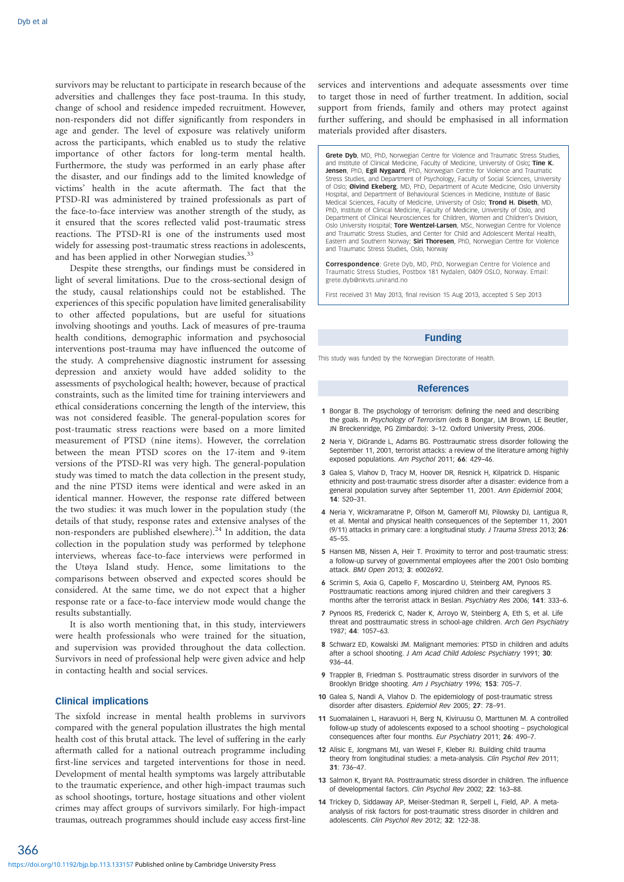survivors may be reluctant to participate in research because of the adversities and challenges they face post-trauma. In this study, change of school and residence impeded recruitment. However, non-responders did not differ significantly from responders in age and gender. The level of exposure was relatively uniform across the participants, which enabled us to study the relative importance of other factors for long-term mental health. Furthermore, the study was performed in an early phase after the disaster, and our findings add to the limited knowledge of victims' health in the acute aftermath. The fact that the PTSD-RI was administered by trained professionals as part of the face-to-face interview was another strength of the study, as it ensured that the scores reflected valid post-traumatic stress reactions. The PTSD-RI is one of the instruments used most widely for assessing post-traumatic stress reactions in adolescents, and has been applied in other Norwegian studies.[33]

Despite these strengths, our findings must be considered in light of several limitations. Due to the cross-sectional design of the study, causal relationships could not be established. The experiences of this specific population have limited generalisability to other affected populations, but are useful for situations involving shootings and youths. Lack of measures of pre-trauma health conditions, demographic information and psychosocial interventions post-trauma may have influenced the outcome of the study. A comprehensive diagnostic instrument for assessing depression and anxiety would have added solidity to the assessments of psychological health; however, because of practical constraints, such as the limited time for training interviewers and ethical considerations concerning the length of the interview, this was not considered feasible. The general-population scores for post-traumatic stress reactions were based on a more limited measurement of PTSD (nine items). However, the correlation between the mean PTSD scores on the 17-item and 9-item versions of the PTSD-RI was very high. The general-population study was timed to match the data collection in the present study, and the nine PTSD items were identical and were asked in an identical manner. However, the response rate differed between the two studies: it was much lower in the population study (the details of that study, response rates and extensive analyses of the non-responders are published elsewhere).[24] In addition, the data collection in the population study was performed by telephone interviews, whereas face-to-face interviews were performed in the Utøya Island study. Hence, some limitations to the comparisons between observed and expected scores should be considered. At the same time, we do not expect that a higher response rate or a face-to-face interview mode would change the results substantially.

It is also worth mentioning that, in this study, interviewers were health professionals who were trained for the situation, and supervision was provided throughout the data collection. Survivors in need of professional help were given advice and help in contacting health and social services.

## Clinical implications

The sixfold increase in mental health problems in survivors compared with the general population illustrates the high mental health cost of this brutal attack. The level of suffering in the early aftermath called for a national outreach programme including first-line services and targeted interventions for those in need. Development of mental health symptoms was largely attributable to the traumatic experience, and other high-impact traumas such as school shootings, torture, hostage situations and other violent crimes may affect groups of survivors similarly. For high-impact traumas, outreach programmes should include easy access first-line services and interventions and adequate assessments over time to target those in need of further treatment. In addition, social support from friends, family and others may protect against further suffering, and should be emphasised in all information materials provided after disasters.

**Grete Dyb**, MD, PhD, Norwegian Centre for Violence and Traumatic Stress Studies, and Institute of Clinical Medicine, Faculty of Medicine, University of Oslo; **Tine K. Jensen**, PhD, **Egil Nygaard**, PhD, Norwegian Centre for Violence and Traumatic Stress Studies, and Department of Psychology, Faculty of Social Sciences, University of Oslo; **Øivind Ekeberg**, MD, PhD, Department of Acute Medicine, Oslo University Hospital, and Department of Behavioural Sciences in Medicine, Institute of Basic Medical Sciences, Faculty of Medicine, University of Oslo; **Trond H. Diseth**, MD, PhD, Institute of Clinical Medicine, Faculty of Medicine, University of Oslo, and Department of Clinical Neurosciences for Children, Women and Children's Division, Oslo University Hospital; **Tore Wentzel-Larsen**, MSc, Norwegian Centre for Violence and Traumatic Stress Studies, and Center for Child and Adolescent Mental Health, Eastern and Southern Norway; **Siri Thoresen**, PhD, Norwegian Centre for Violence and Traumatic Stress Studies, Oslo, Norway

**Correspondence**: Grete Dyb, MD, PhD, Norwegian Centre for Violence and Traumatic Stress Studies, Postbox 181 Nydalen, 0409 OSLO, Norway. Email: grete.dyb@nkvts.unirand.no

First received 31 May 2013, final revision 15 Aug 2013, accepted 5 Sep 2013

## Funding

This study was funded by the Norwegian Directorate of Health.

## References

1. Bongar B. The psychology of terrorism: defining the need and describing the goals. In *Psychology of Terrorism* (eds B Bongar, LM Brown, LE Beutler, JN Breckenridge, PG Zimbardo): 3–12. Oxford University Press, 2006.
2. Neria Y, DiGrande L, Adams BG. Posttraumatic stress disorder following the September 11, 2001, terrorist attacks: a review of the literature among highly exposed populations. *Am Psychol* 2011; **66**: 429–46.
3. Galea S, Vlahov D, Tracy M, Hoover DR, Resnick H, Kilpatrick D. Hispanic ethnicity and post-traumatic stress disorder after a disaster: evidence from a general population survey after September 11, 2001. *Ann Epidemiol* 2004; **14**: 520–31.
4. Neria Y, Wickramaratne P, Olfson M, Gameroff MJ, Pilowsky DJ, Lantigua R, et al. Mental and physical health consequences of the September 11, 2001 (9/11) attacks in primary care: a longitudinal study. *J Trauma Stress* 2013; **26**: 45–55.
5. Hansen MB, Nissen A, Heir T. Proximity to terror and post-traumatic stress: a follow-up survey of governmental employees after the 2001 Oslo bombing attack. *BMJ Open* 2013; **3**: e002692.
6. Scrimin S, Axia G, Capello F, Moscardino U, Steinberg AM, Pynoos RS. Posttraumatic reactions among injured children and their caregivers 3 months after the terrorist attack in Beslan. *Psychiatry Res* 2006; **141**: 333–6.
7. Pynoos RS, Frederick C, Nader K, Arroyo W, Steinberg A, Eth S, et al. Life threat and posttraumatic stress in school-age children. *Arch Gen Psychiatry* 1987; **44**: 1057–63.
8. Schwarz ED, Kowalski JM. Malignant memories: PTSD in children and adults after a school shooting. *J Am Acad Child Adolesc Psychiatry* 1991; **30**: 936–44.
9. Trappler B, Friedman S. Posttraumatic stress disorder in survivors of the Brooklyn Bridge shooting. *Am J Psychiatry* 1996; **153**: 705–7.
10. Galea S, Nandi A, Vlahov D. The epidemiology of post-traumatic stress disorder after disasters. *Epidemiol Rev* 2005; **27**: 78–91.
11. Suomalainen L, Haravuori H, Berg N, Kiviruusu O, Marttunen M. A controlled follow-up study of adolescents exposed to a school shooting – psychological consequences after four months. *Eur Psychiatry* 2011; **26**: 490–7.
12. Alisic E, Jongmans MJ, van Wesel F, Kleber RJ. Building child trauma theory from longitudinal studies: a meta-analysis. *Clin Psychol Rev* 2011; **31**: 736–47.
13. Salmon K, Bryant RA. Posttraumatic stress disorder in children. The influence of developmental factors. *Clin Psychol Rev* 2002; **22**: 163–88.
14. Trickey D, Siddaway AP, Meiser-Stedman R, Serpell L, Field, AP. A meta-analysis of risk factors for post-traumatic stress disorder in children and adolescents. *Clin Psychol Rev* 2012; **32**: 122-38.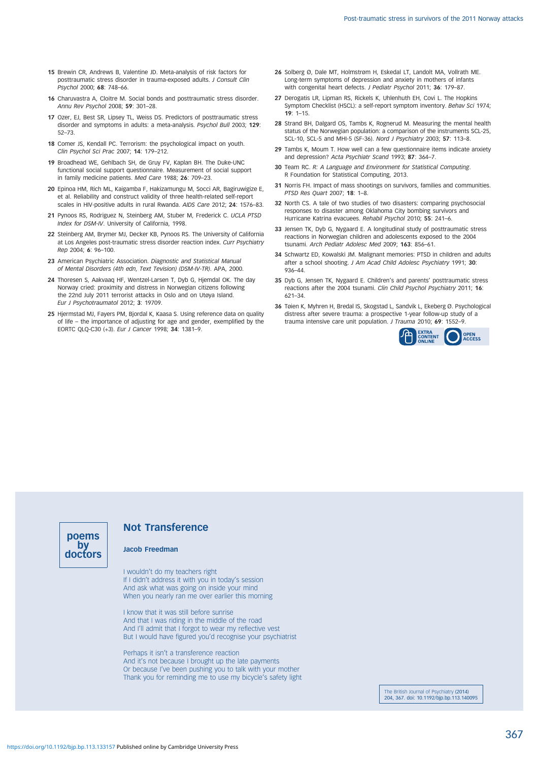15 Brewin CR, Andrews B, Valentine JD. Meta-analysis of risk factors for posttraumatic stress disorder in trauma-exposed adults. *J Consult Clin Psychol* 2000; **68**: 748–66.

16 Charuvastra A, Cloitre M. Social bonds and posttraumatic stress disorder. *Annu Rev Psychol* 2008; **59**: 301–28.

17 Ozer, EJ, Best SR, Lipsey TL, Weiss DS. Predictors of posttraumatic stress disorder and symptoms in adults: a meta-analysis. *Psychol Bull* 2003; **129**: 52–73.

18 Comer JS, Kendall PC. Terrorism: the psychological impact on youth. *Clin Psychol Sci Prac* 2007; **14**: 179–212.

19 Broadhead WE, Gehlbach SH, de Gruy FV, Kaplan BH. The Duke-UNC functional social support questionnaire. Measurement of social support in family medicine patients. *Med Care* 1988; **26**: 709–23.

20 Epinoa HM, Rich ML, Kaigamba F, Hakizamungu M, Socci AR, Bagiruwigize E, et al. Reliability and construct validity of three health-related self-report scales in HIV-positive adults in rural Rwanda. *AIDS Care* 2012; **24**: 1576–83.

21 Pynoos RS, Rodriguez N, Steinberg AM, Stuber M, Frederick C. *UCLA PTSD Index for DSM-IV*. University of California, 1998.

22 Steinberg AM, Brymer MJ, Decker KB, Pynoos RS. The University of California at Los Angeles post-traumatic stress disorder reaction index. *Curr Psychiatry Rep* 2004; **6**: 96–100.

23 American Psychiatric Association. *Diagnostic and Statistical Manual of Mental Disorders (4th edn, Text Tevision) (DSM-IV-TR)*. APA, 2000.

24 Thoresen S, Aakvaaq HF, Wentzel-Larsen T, Dyb G, Hjemdal OK. The day Norway cried: proximity and distress in Norwegian citizens following the 22nd July 2011 terrorist attacks in Oslo and on Utøya Island. *Eur J Psychotraumatol* 2012; **3**: 19709.

25 Hjermstad MJ, Fayers PM, Bjordal K, Kaasa S. Using reference data on quality of life – the importance of adjusting for age and gender, exemplified by the EORTC QLQ-C30 (+3). *Eur J Cancer* 1998; **34**: 1381–9.

26 Solberg Ø, Dale MT, Holmstrøm H, Eskedal LT, Landolt MA, Vollrath ME. Long-term symptoms of depression and anxiety in mothers of infants with congenital heart defects. *J Pediatr Psychol* 2011; **36**: 179–87.

27 Derogatis LR, Lipman RS, Rickels K, Uhlenhuth EH, Covi L. The Hopkins Symptom Checklist (HSCL): a self-report symptom inventory. *Behav Sci* 1974; **19**: 1–15.

28 Strand BH, Dalgard OS, Tambs K, Rognerud M. Measuring the mental health status of the Norwegian population: a comparison of the instruments SCL-25, SCL-10, SCL-5 and MHI-5 (SF-36). *Nord J Psychiatry* 2003; **57**: 113–8.

29 Tambs K, Moum T. How well can a few questionnaire items indicate anxiety and depression? *Acta Psychiatr Scand* 1993; **87**: 364–7.

30 Team RC. *R: A Language and Environment for Statistical Computing*. R Foundation for Statistical Computing, 2013.

31 Norris FH. Impact of mass shootings on survivors, families and communities. *PTSD Res Quart* 2007; **18**: 1–8.

32 North CS. A tale of two studies of two disasters: comparing psychosocial responses to disaster among Oklahoma City bombing survivors and Hurricane Katrina evacuees. *Rehabil Psychol* 2010; **55**: 241–6.

33 Jensen TK, Dyb G, Nygaard E. A longitudinal study of posttraumatic stress reactions in Norwegian children and adolescents exposed to the 2004 tsunami. *Arch Pediatr Adolesc Med* 2009; **163**: 856–61.

34 Schwartz ED, Kowalski JM. Malignant memories: PTSD in children and adults after a school shooting. *J Am Acad Child Adolesc Psychiatry* 1991; **30**: 936–44.

35 Dyb G, Jensen TK, Nygaard E. Children's and parents' posttraumatic stress reactions after the 2004 tsunami. *Clin Child Psychol Psychiatry* 2011; **16**: 621–34.

36 Tøien K, Myhren H, Bredal IS, Skogstad L, Sandvik L, Ekeberg Ø. Psychological distress after severe trauma: a prospective 1-year follow-up study of a trauma intensive care unit population. *J Trauma* 2010; **69**: 1552–9.

EXTRA CONTENT ONLINE | OPEN ACCESS

---

poems by doctors

## Not Transference

**Jacob Freedman**

I wouldn't do my teachers right
If I didn't address it with you in today's session
And ask what was going on inside your mind
When you nearly ran me over earlier this morning

I know that it was still before sunrise
And that I was riding in the middle of the road
And I'll admit that I forgot to wear my reflective vest
But I would have figured you'd recognise your psychiatrist

Perhaps it isn't a transference reaction
And it's not because I brought up the late payments
Or because I've been pushing you to talk with your mother
Thank you for reminding me to use my bicycle's safety light

The British Journal of Psychiatry (2014) 204, 367. doi: 10.1192/bjp.bp.113.140095